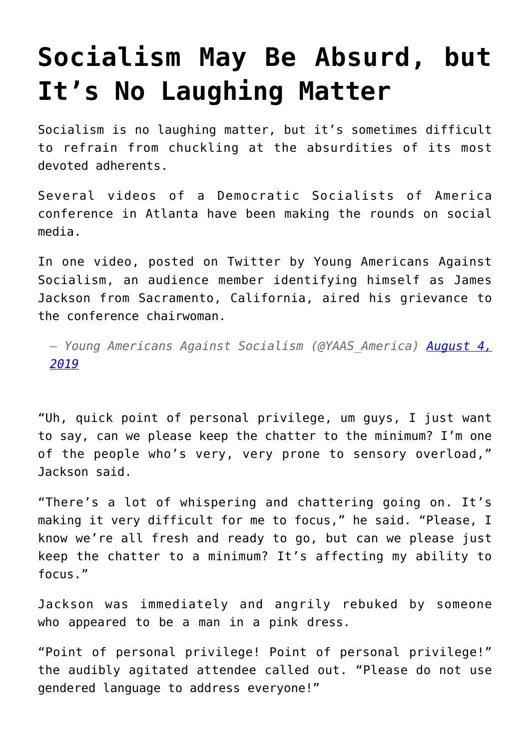# Socialism May Be Absurd, but It's No Laughing Matter

Socialism is no laughing matter, but it's sometimes difficult to refrain from chuckling at the absurdities of its most devoted adherents.

Several videos of a Democratic Socialists of America conference in Atlanta have been making the rounds on social media.

In one video, posted on Twitter by Young Americans Against Socialism, an audience member identifying himself as James Jackson from Sacramento, California, aired his grievance to the conference chairwoman.

> — *Young Americans Against Socialism (@YAAS_America) [August 4, 2019]*

"Uh, quick point of personal privilege, um guys, I just want to say, can we please keep the chatter to the minimum? I'm one of the people who's very, very prone to sensory overload," Jackson said.

"There's a lot of whispering and chattering going on. It's making it very difficult for me to focus," he said. "Please, I know we're all fresh and ready to go, but can we please just keep the chatter to a minimum? It's affecting my ability to focus."

Jackson was immediately and angrily rebuked by someone who appeared to be a man in a pink dress.

"Point of personal privilege! Point of personal privilege!" the audibly agitated attendee called out. "Please do not use gendered language to address everyone!"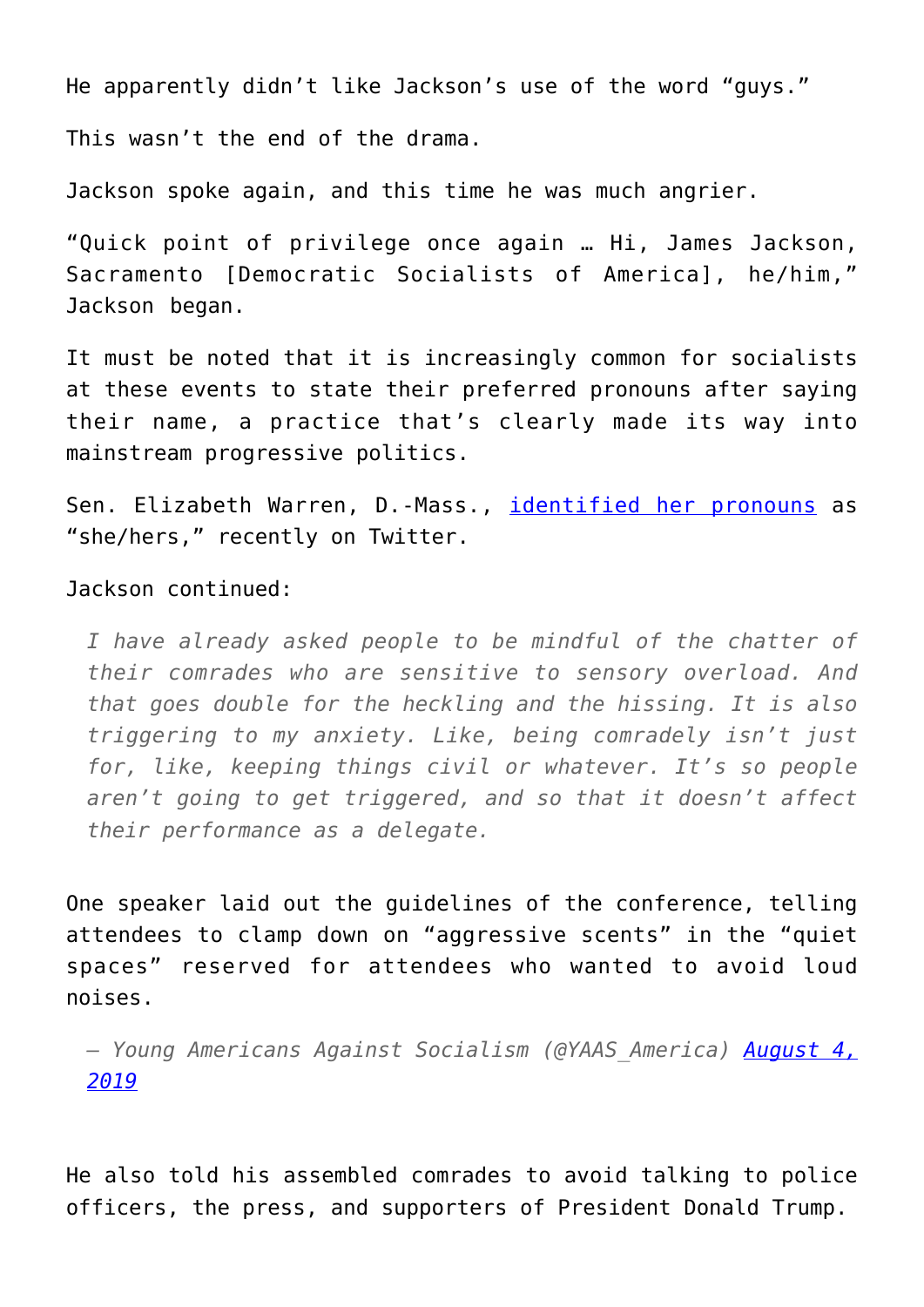He apparently didn't like Jackson's use of the word "guys."

This wasn't the end of the drama.

Jackson spoke again, and this time he was much angrier.

"Quick point of privilege once again … Hi, James Jackson, Sacramento [Democratic Socialists of America], he/him," Jackson began.

It must be noted that it is increasingly common for socialists at these events to state their preferred pronouns after saying their name, a practice that's clearly made its way into mainstream progressive politics.

Sen. Elizabeth Warren, D.-Mass., [identified her pronouns]() as "she/hers," recently on Twitter.

Jackson continued:

> *I have already asked people to be mindful of the chatter of their comrades who are sensitive to sensory overload. And that goes double for the heckling and the hissing. It is also triggering to my anxiety. Like, being comradely isn't just for, like, keeping things civil or whatever. It's so people aren't going to get triggered, and so that it doesn't affect their performance as a delegate.*

One speaker laid out the guidelines of the conference, telling attendees to clamp down on "aggressive scents" in the "quiet spaces" reserved for attendees who wanted to avoid loud noises.

> *— Young Americans Against Socialism (@YAAS_America) [August 4, 2019]()*

He also told his assembled comrades to avoid talking to police officers, the press, and supporters of President Donald Trump.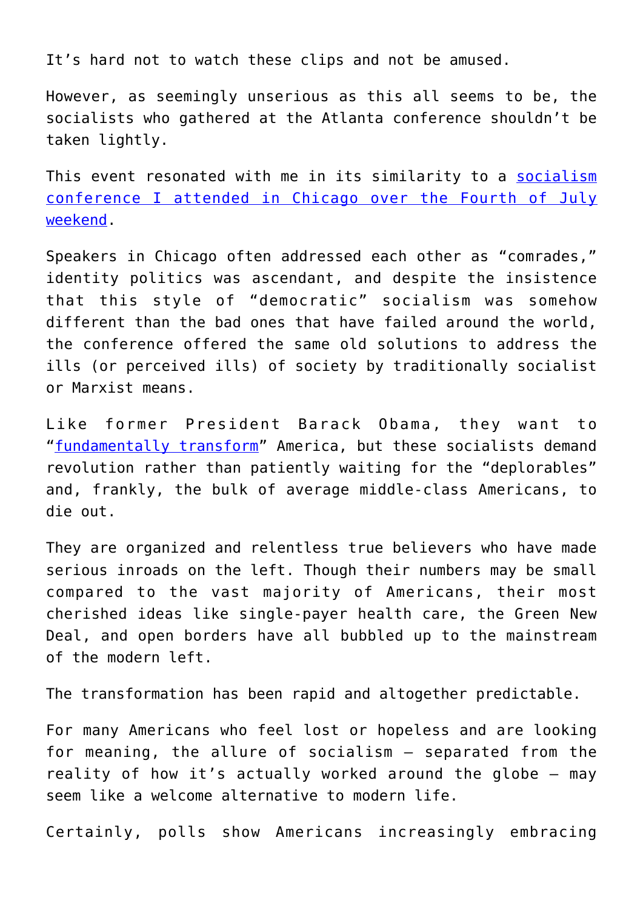It's hard not to watch these clips and not be amused.

However, as seemingly unserious as this all seems to be, the socialists who gathered at the Atlanta conference shouldn't be taken lightly.

This event resonated with me in its similarity to a socialism conference I attended in Chicago over the Fourth of July weekend.

Speakers in Chicago often addressed each other as "comrades," identity politics was ascendant, and despite the insistence that this style of "democratic" socialism was somehow different than the bad ones that have failed around the world, the conference offered the same old solutions to address the ills (or perceived ills) of society by traditionally socialist or Marxist means.

Like former President Barack Obama, they want to "fundamentally transform" America, but these socialists demand revolution rather than patiently waiting for the "deplorables" and, frankly, the bulk of average middle-class Americans, to die out.

They are organized and relentless true believers who have made serious inroads on the left. Though their numbers may be small compared to the vast majority of Americans, their most cherished ideas like single-payer health care, the Green New Deal, and open borders have all bubbled up to the mainstream of the modern left.

The transformation has been rapid and altogether predictable.

For many Americans who feel lost or hopeless and are looking for meaning, the allure of socialism — separated from the reality of how it's actually worked around the globe — may seem like a welcome alternative to modern life.

Certainly, polls show Americans increasingly embracing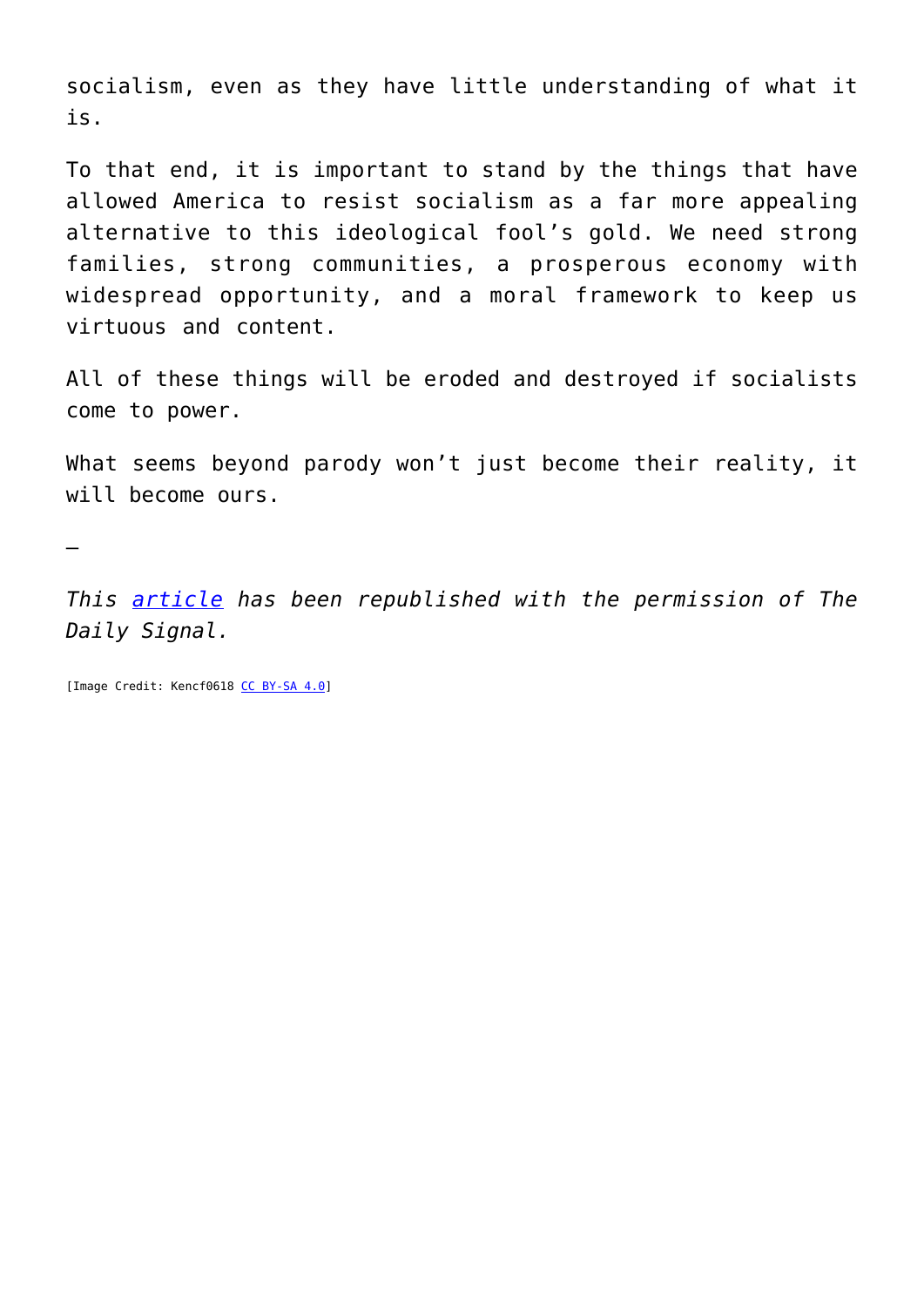socialism, even as they have little understanding of what it is.

To that end, it is important to stand by the things that have allowed America to resist socialism as a far more appealing alternative to this ideological fool's gold. We need strong families, strong communities, a prosperous economy with widespread opportunity, and a moral framework to keep us virtuous and content.

All of these things will be eroded and destroyed if socialists come to power.

What seems beyond parody won't just become their reality, it will become ours.

—

*This article has been republished with the permission of The Daily Signal.*

[Image Credit: Kencf0618 CC BY-SA 4.0]